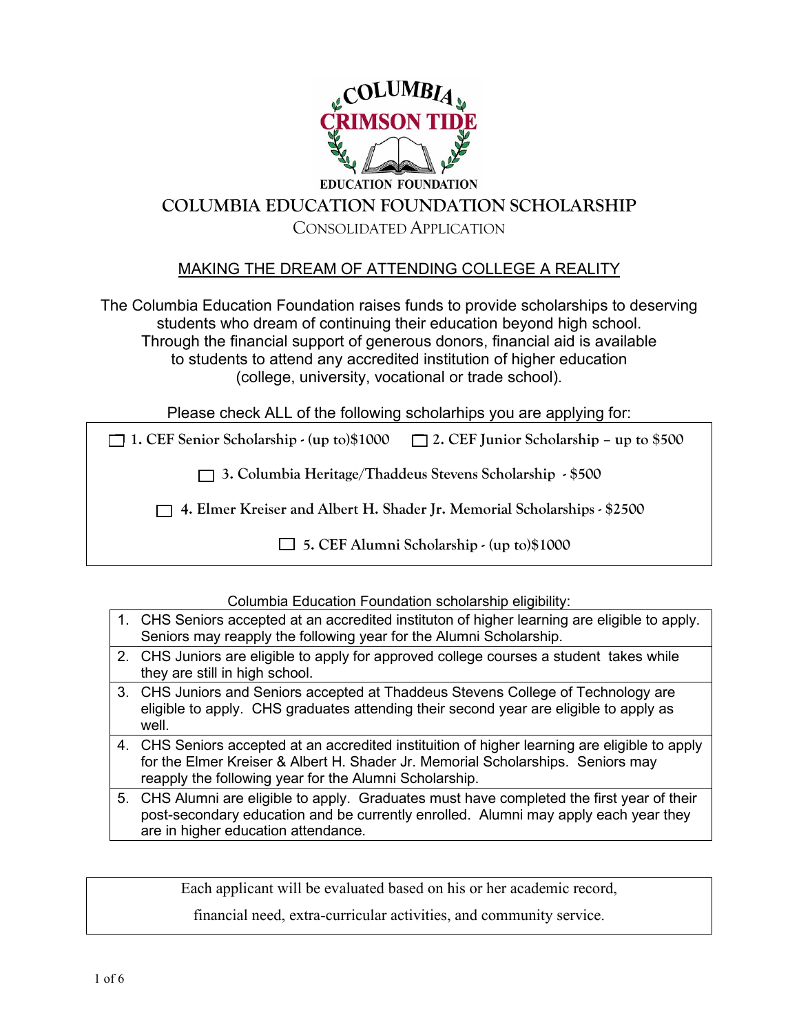COLUMBIA CRIMSON TIDE EDUCATION FOUNDATION

# COLUMBIA EDUCATION FOUNDATION SCHOLARSHIP

## CONSOLIDATED APPLICATION

### MAKING THE DREAM OF ATTENDING COLLEGE A REALITY

The Columbia Education Foundation raises funds to provide scholarships to deserving students who dream of continuing their education beyond high school. Through the financial support of generous donors, financial aid is available to students to attend any accredited institution of higher education (college, university, vocational or trade school).

Please check ALL of the following scholarhips you are applying for:

- ☐ **1. CEF Senior Scholarship - (up to)$1000**
- ☐ **2. CEF Junior Scholarship – up to $500**
- ☐ **3. Columbia Heritage/Thaddeus Stevens Scholarship - $500**
- ☐ **4. Elmer Kreiser and Albert H. Shader Jr. Memorial Scholarships - $2500**
- ☐ **5. CEF Alumni Scholarship - (up to)$1000**

Columbia Education Foundation scholarship eligibility:

1. CHS Seniors accepted at an accredited instituton of higher learning are eligible to apply. Seniors may reapply the following year for the Alumni Scholarship.
2. CHS Juniors are eligible to apply for approved college courses a student takes while they are still in high school.
3. CHS Juniors and Seniors accepted at Thaddeus Stevens College of Technology are eligible to apply. CHS graduates attending their second year are eligible to apply as well.
4. CHS Seniors accepted at an accredited instituition of higher learning are eligible to apply for the Elmer Kreiser & Albert H. Shader Jr. Memorial Scholarships. Seniors may reapply the following year for the Alumni Scholarship.
5. CHS Alumni are eligible to apply. Graduates must have completed the first year of their post-secondary education and be currently enrolled. Alumni may apply each year they are in higher education attendance.

Each applicant will be evaluated based on his or her academic record, financial need, extra-curricular activities, and community service.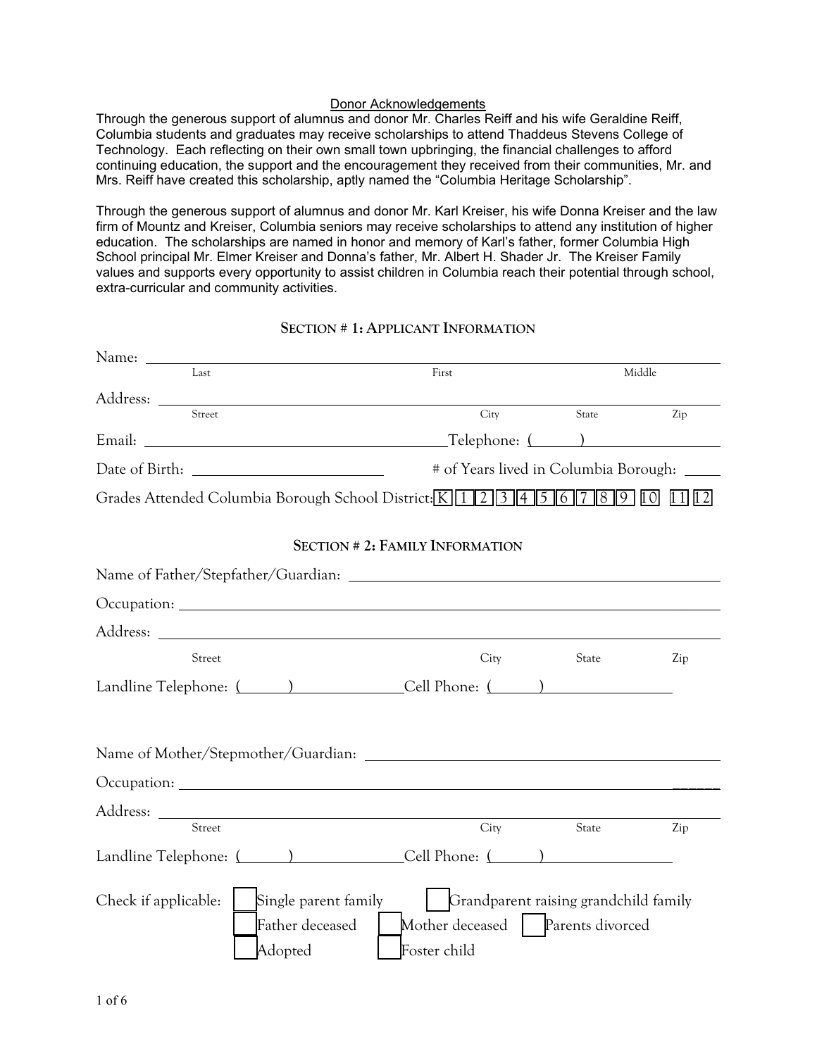Donor Acknowledgements

Through the generous support of alumnus and donor Mr. Charles Reiff and his wife Geraldine Reiff, Columbia students and graduates may receive scholarships to attend Thaddeus Stevens College of Technology. Each reflecting on their own small town upbringing, the financial challenges to afford continuing education, the support and the encouragement they received from their communities, Mr. and Mrs. Reiff have created this scholarship, aptly named the "Columbia Heritage Scholarship".

Through the generous support of alumnus and donor Mr. Karl Kreiser, his wife Donna Kreiser and the law firm of Mountz and Kreiser, Columbia seniors may receive scholarships to attend any institution of higher education. The scholarships are named in honor and memory of Karl's father, former Columbia High School principal Mr. Elmer Kreiser and Donna's father, Mr. Albert H. Shader Jr. The Kreiser Family values and supports every opportunity to assist children in Columbia reach their potential through school, extra-curricular and community activities.

## SECTION # 1: APPLICANT INFORMATION

Name: ______________________________________________
Last First Middle

Address: ______________________________________________
Street City State Zip

Email: ______________________ Telephone: (______) ______________

Date of Birth: ______________________ # of Years lived in Columbia Borough: _____

Grades Attended Columbia Borough School District: ☐ K ☐ 1 ☐ 2 ☐ 3 ☐ 4 ☐ 5 ☐ 6 ☐ 7 ☐ 8 ☐ 9 ☐ 10 ☐ 11 ☐ 12

## SECTION # 2: FAMILY INFORMATION

Name of Father/Stepfather/Guardian: ______________________________

Occupation: ______________________________

Address: ______________________________________________
Street City State Zip

Landline Telephone: (______) ______________ Cell Phone: (______) ______________

Name of Mother/Stepmother/Guardian: ______________________________

Occupation: ______________________________

Address: ______________________________________________
Street City State Zip

Landline Telephone: (______) ______________ Cell Phone: (______) ______________

Check if applicable:
☐ Single parent family ☐ Grandparent raising grandchild family
☐ Father deceased ☐ Mother deceased ☐ Parents divorced
☐ Adopted ☐ Foster child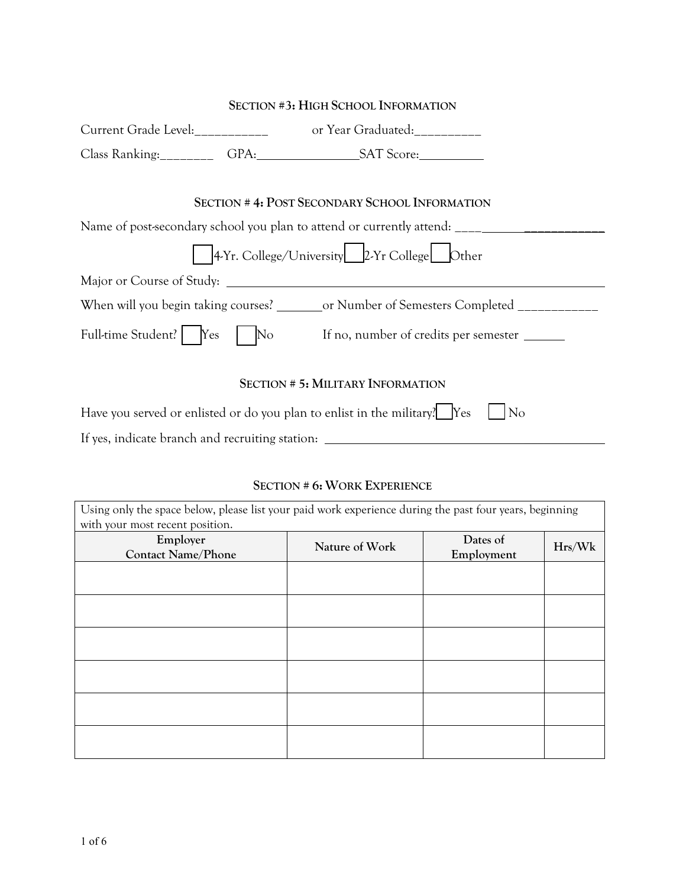## Section #3: High School Information

Current Grade Level:___________ or Year Graduated:__________

Class Ranking:________ GPA:________________ SAT Score:__________

## Section # 4: Post Secondary School Information

Name of post-secondary school you plan to attend or currently attend: ____________________

☐ 4-Yr. College/University ☐ 2-Yr College ☐ Other

Major or Course of Study: ______________________________________________

When will you begin taking courses? _______ or Number of Semesters Completed ____________

Full-time Student? ☐ Yes ☐ No If no, number of credits per semester _______

## Section # 5: Military Information

Have you served or enlisted or do you plan to enlist in the military? ☐ Yes ☐ No

If yes, indicate branch and recruiting station: ______________________________________________

## Section # 6: Work Experience

Using only the space below, please list your paid work experience during the past four years, beginning with your most recent position.

| Employer Contact Name/Phone | Nature of Work | Dates of Employment | Hrs/Wk |
|---|---|---|---|
| | | | |
| | | | |
| | | | |
| | | | |
| | | | |
| | | | |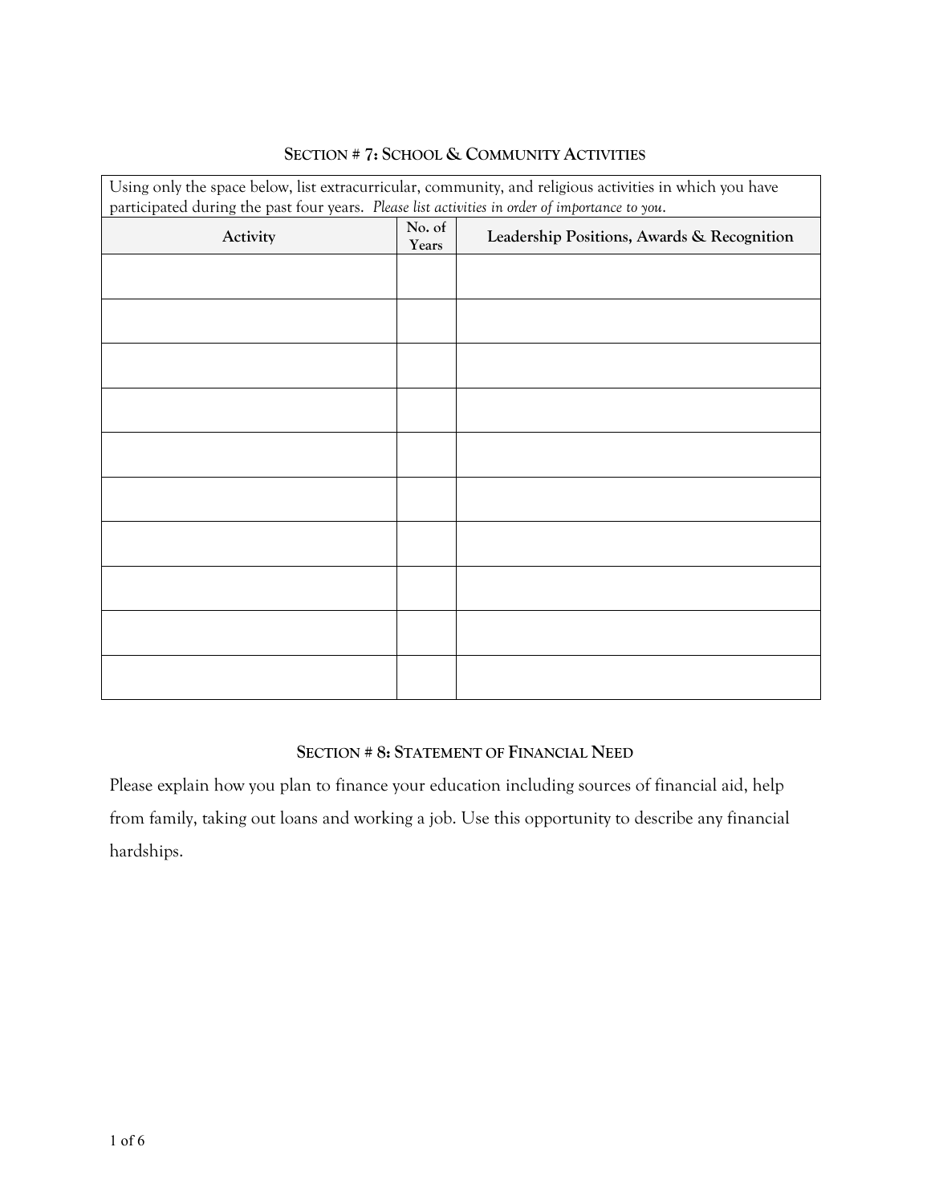## SECTION # 7: SCHOOL & COMMUNITY ACTIVITIES

Using only the space below, list extracurricular, community, and religious activities in which you have participated during the past four years. *Please list activities in order of importance to you.*

| Activity | No. of Years | Leadership Positions, Awards & Recognition |
|---|---|---|
| | | |
| | | |
| | | |
| | | |
| | | |
| | | |
| | | |
| | | |
| | | |
| | | |

## SECTION # 8: STATEMENT OF FINANCIAL NEED

Please explain how you plan to finance your education including sources of financial aid, help from family, taking out loans and working a job. Use this opportunity to describe any financial hardships.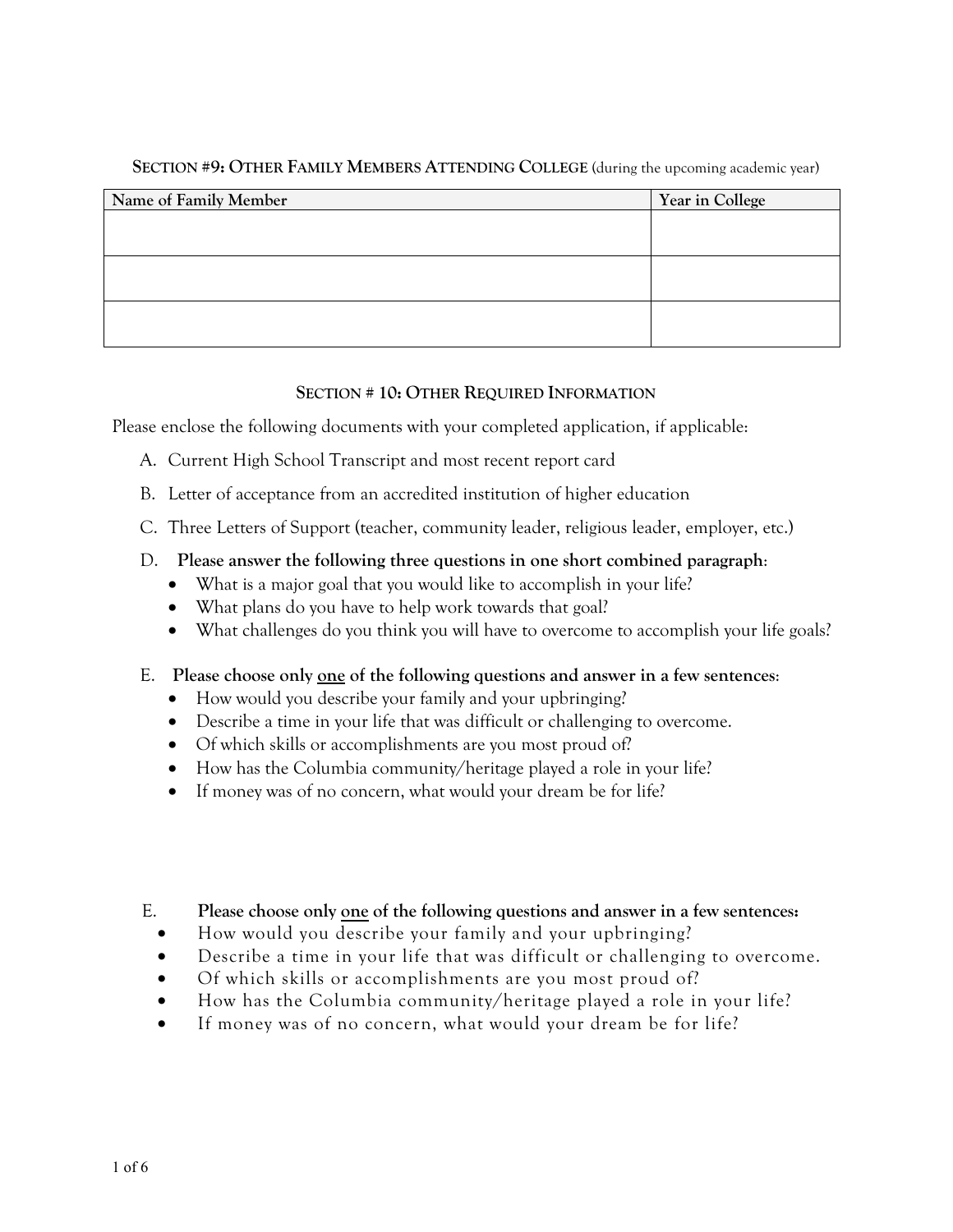## SECTION #9: OTHER FAMILY MEMBERS ATTENDING COLLEGE (during the upcoming academic year)

| Name of Family Member | Year in College |
|---|---|
| | |
| | |
| | |

## SECTION # 10: OTHER REQUIRED INFORMATION

Please enclose the following documents with your completed application, if applicable:

A. Current High School Transcript and most recent report card

B. Letter of acceptance from an accredited institution of higher education

C. Three Letters of Support (teacher, community leader, religious leader, employer, etc.)

D. **Please answer the following three questions in one short combined paragraph**:
- What is a major goal that you would like to accomplish in your life?
- What plans do you have to help work towards that goal?
- What challenges do you think you will have to overcome to accomplish your life goals?

E. **Please choose only <u>one</u> of the following questions and answer in a few sentences**:
- How would you describe your family and your upbringing?
- Describe a time in your life that was difficult or challenging to overcome.
- Of which skills or accomplishments are you most proud of?
- How has the Columbia community/heritage played a role in your life?
- If money was of no concern, what would your dream be for life?

E. **Please choose only <u>one</u> of the following questions and answer in a few sentences:**
- How would you describe your family and your upbringing?
- Describe a time in your life that was difficult or challenging to overcome.
- Of which skills or accomplishments are you most proud of?
- How has the Columbia community/heritage played a role in your life?
- If money was of no concern, what would your dream be for life?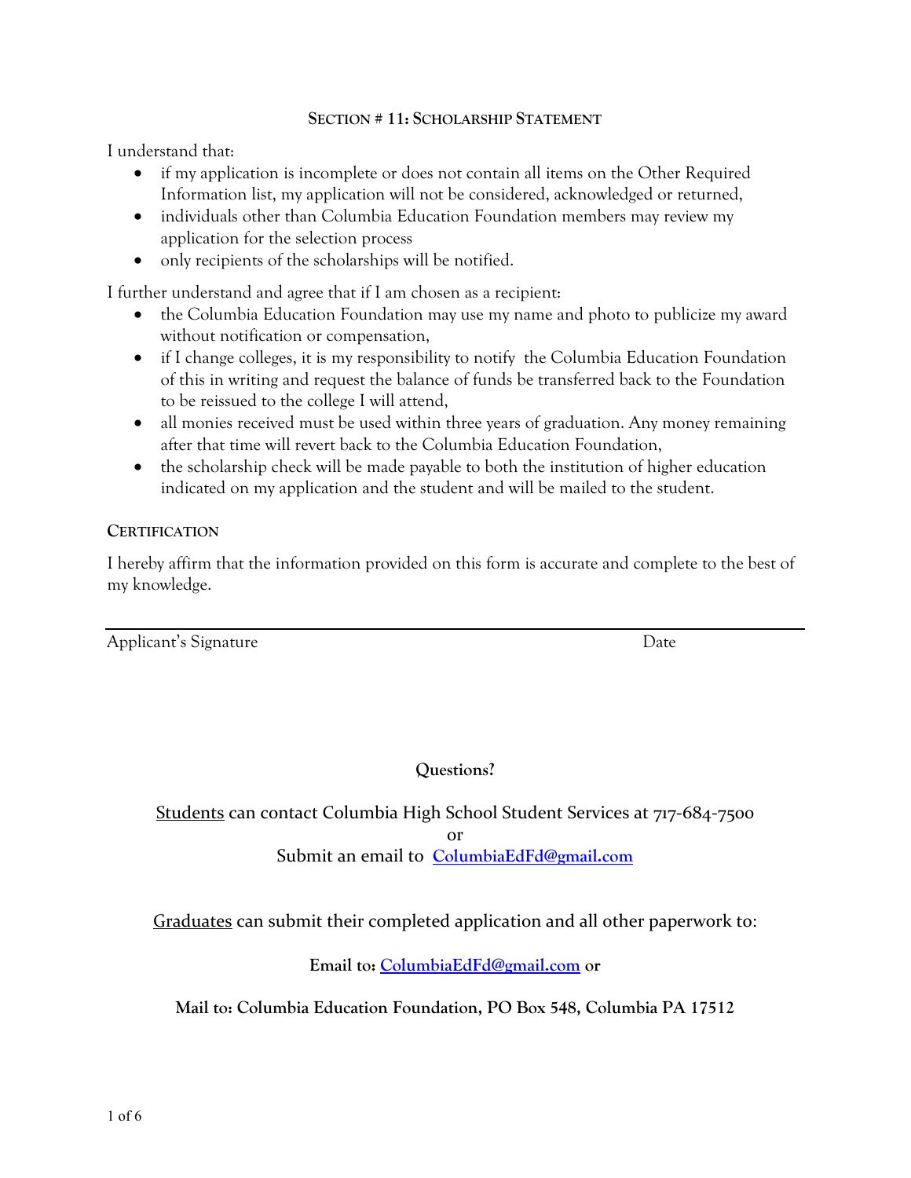## SECTION # 11: SCHOLARSHIP STATEMENT

I understand that:

- if my application is incomplete or does not contain all items on the Other Required Information list, my application will not be considered, acknowledged or returned,
- individuals other than Columbia Education Foundation members may review my application for the selection process
- only recipients of the scholarships will be notified.

I further understand and agree that if I am chosen as a recipient:

- the Columbia Education Foundation may use my name and photo to publicize my award without notification or compensation,
- if I change colleges, it is my responsibility to notify the Columbia Education Foundation of this in writing and request the balance of funds be transferred back to the Foundation to be reissued to the college I will attend,
- all monies received must be used within three years of graduation. Any money remaining after that time will revert back to the Columbia Education Foundation,
- the scholarship check will be made payable to both the institution of higher education indicated on my application and the student and will be mailed to the student.

### CERTIFICATION

I hereby affirm that the information provided on this form is accurate and complete to the best of my knowledge.

Applicant's Signature ______________________________ Date __________

**Questions?**

Students can contact Columbia High School Student Services at 717-684-7500

or

Submit an email to ColumbiaEdFd@gmail.com

Graduates can submit their completed application and all other paperwork to:

**Email to: ColumbiaEdFd@gmail.com or**

**Mail to: Columbia Education Foundation, PO Box 548, Columbia PA 17512**